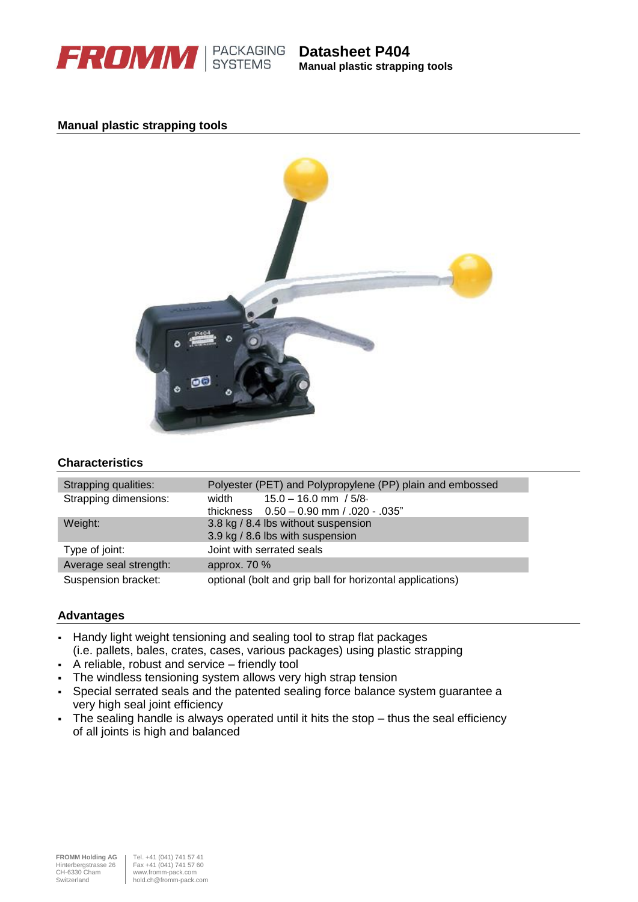# Datasheet P404

**Manual plastic strapping tools**

## Manual plastic strapping tools

## Characteristics

| | |
|---|---|
| Strapping qualities: | Polyester (PET) and Polypropylene (PP) plain and embossed |
| Strapping dimensions: | width 15.0 – 16.0 mm / 5/8" <br> thickness 0.50 – 0.90 mm / .020 - .035" |
| Weight: | 3.8 kg / 8.4 lbs without suspension <br> 3.9 kg / 8.6 lbs with suspension |
| Type of joint: | Joint with serrated seals |
| Average seal strength: | approx. 70 % |
| Suspension bracket: | optional (bolt and grip ball for horizontal applications) |

## Advantages

- Handy light weight tensioning and sealing tool to strap flat packages (i.e. pallets, bales, crates, cases, various packages) using plastic strapping
- A reliable, robust and service – friendly tool
- The windless tensioning system allows very high strap tension
- Special serrated seals and the patented sealing force balance system guarantee a very high seal joint efficiency
- The sealing handle is always operated until it hits the stop – thus the seal efficiency of all joints is high and balanced

**FROMM Holding AG**
Hinterbergstrasse 26
CH-6330 Cham
Switzerland

Tel. +41 (041) 741 57 41
Fax +41 (041) 741 57 60
www.fromm-pack.com
hold.ch@fromm-pack.com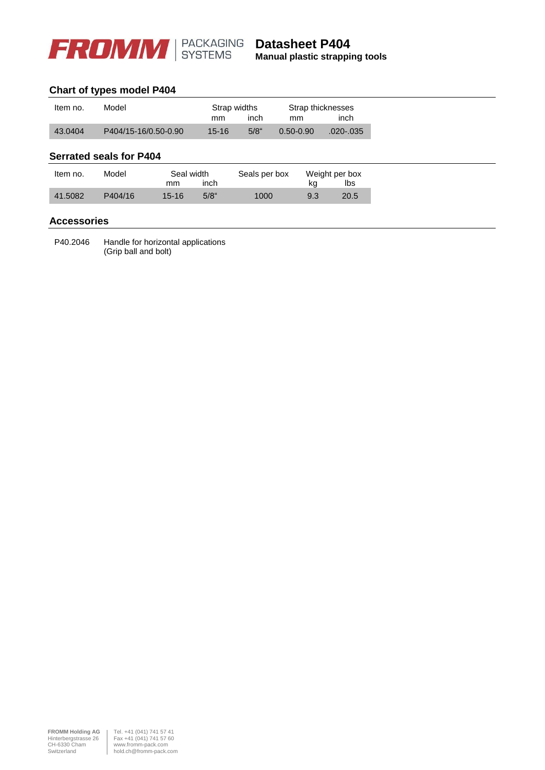# Datasheet P404

**Manual plastic strapping tools**

## Chart of types model P404

| Item no. | Model | Strap widths | | Strap thicknesses | |
|---|---|---|---|---|---|
| | | mm | inch | mm | inch |
| 43.0404 | P404/15-16/0.50-0.90 | 15-16 | 5/8“ | 0.50-0.90 | .020-.035 |

## Serrated seals for P404

| Item no. | Model | Seal width | | Seals per box | Weight per box | |
|---|---|---|---|---|---|---|
| | | mm | inch | | kg | lbs |
| 41.5082 | P404/16 | 15-16 | 5/8“ | 1000 | 9.3 | 20.5 |

## Accessories

| | |
|---|---|
| P40.2046 | Handle for horizontal applications (Grip ball and bolt) |

**FROMM Holding AG**
Hinterbergstrasse 26
CH-6330 Cham
Switzerland

Tel. +41 (041) 741 57 41
Fax +41 (041) 741 57 60
www.fromm-pack.com
hold.ch@fromm-pack.com